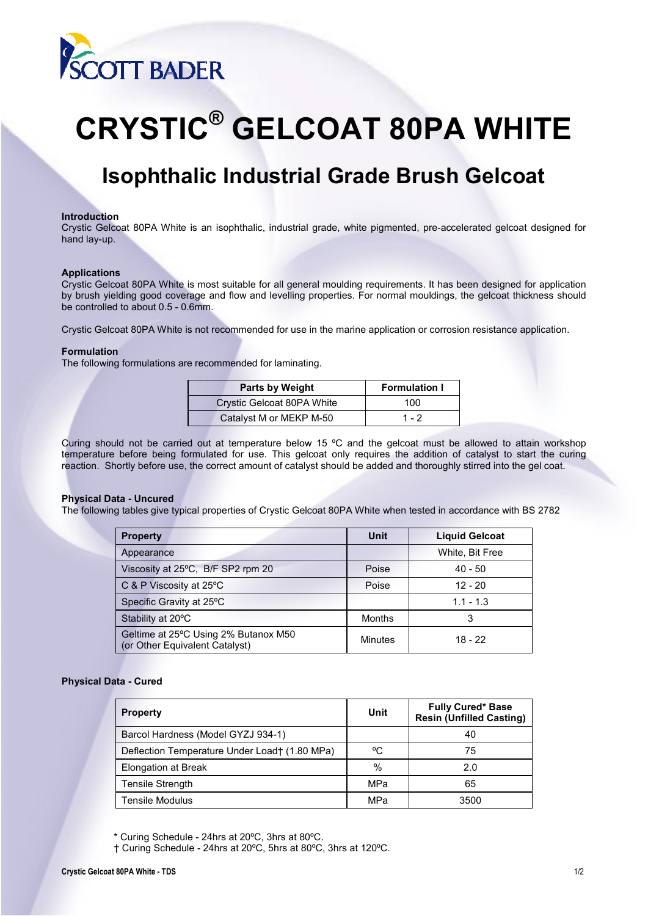# CRYSTIC® GELCOAT 80PA WHITE

## Isophthalic Industrial Grade Brush Gelcoat

**Introduction**
Crystic Gelcoat 80PA White is an isophthalic, industrial grade, white pigmented, pre-accelerated gelcoat designed for hand lay-up.

**Applications**
Crystic Gelcoat 80PA White is most suitable for all general moulding requirements. It has been designed for application by brush yielding good coverage and flow and levelling properties. For normal mouldings, the gelcoat thickness should be controlled to about 0.5 - 0.6mm.

Crystic Gelcoat 80PA White is not recommended for use in the marine application or corrosion resistance application.

**Formulation**
The following formulations are recommended for laminating.

| Parts by Weight | Formulation I |
|---|---|
| Crystic Gelcoat 80PA White | 100 |
| Catalyst M or MEKP M-50 | 1 - 2 |

Curing should not be carried out at temperature below 15 ºC and the gelcoat must be allowed to attain workshop temperature before being formulated for use. This gelcoat only requires the addition of catalyst to start the curing reaction. Shortly before use, the correct amount of catalyst should be added and thoroughly stirred into the gel coat.

**Physical Data - Uncured**
The following tables give typical properties of Crystic Gelcoat 80PA White when tested in accordance with BS 2782

| Property | Unit | Liquid Gelcoat |
|---|---|---|
| Appearance | | White, Bit Free |
| Viscosity at 25ºC, B/F SP2 rpm 20 | Poise | 40 - 50 |
| C & P Viscosity at 25ºC | Poise | 12 - 20 |
| Specific Gravity at 25ºC | | 1.1 - 1.3 |
| Stability at 20ºC | Months | 3 |
| Geltime at 25ºC Using 2% Butanox M50 (or Other Equivalent Catalyst) | Minutes | 18 - 22 |

**Physical Data - Cured**

| Property | Unit | Fully Cured* Base Resin (Unfilled Casting) |
|---|---|---|
| Barcol Hardness (Model GYZJ 934-1) | | 40 |
| Deflection Temperature Under Load† (1.80 MPa) | ºC | 75 |
| Elongation at Break | % | 2.0 |
| Tensile Strength | MPa | 65 |
| Tensile Modulus | MPa | 3500 |

* Curing Schedule - 24hrs at 20ºC, 3hrs at 80ºC.
† Curing Schedule - 24hrs at 20ºC, 5hrs at 80ºC, 3hrs at 120ºC.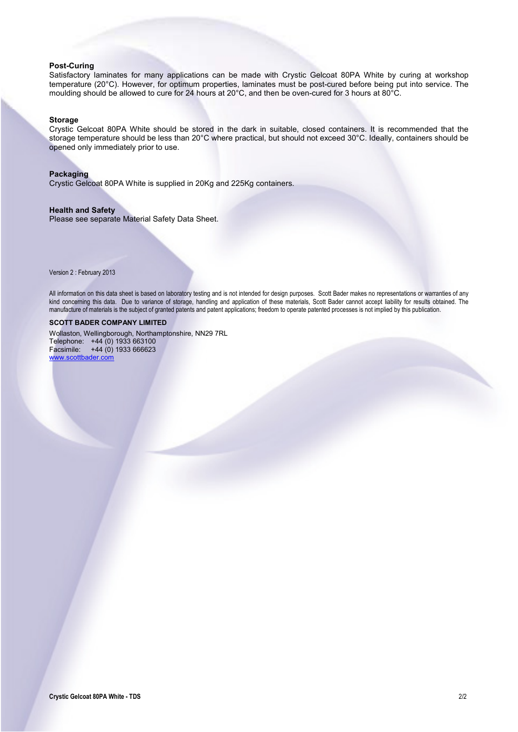## Post-Curing

Satisfactory laminates for many applications can be made with Crystic Gelcoat 80PA White by curing at workshop temperature (20°C). However, for optimum properties, laminates must be post-cured before being put into service. The moulding should be allowed to cure for 24 hours at 20°C, and then be oven-cured for 3 hours at 80°C.

## Storage

Crystic Gelcoat 80PA White should be stored in the dark in suitable, closed containers. It is recommended that the storage temperature should be less than 20°C where practical, but should not exceed 30°C. Ideally, containers should be opened only immediately prior to use.

## Packaging

Crystic Gelcoat 80PA White is supplied in 20Kg and 225Kg containers.

## Health and Safety

Please see separate Material Safety Data Sheet.

Version 2 : February 2013

All information on this data sheet is based on laboratory testing and is not intended for design purposes. Scott Bader makes no representations or warranties of any kind concerning this data. Due to variance of storage, handling and application of these materials, Scott Bader cannot accept liability for results obtained. The manufacture of materials is the subject of granted patents and patent applications; freedom to operate patented processes is not implied by this publication.

**SCOTT BADER COMPANY LIMITED**

Wollaston, Wellingborough, Northamptonshire, NN29 7RL
Telephone: +44 (0) 1933 663100
Facsimile: +44 (0) 1933 666623
www.scottbader.com